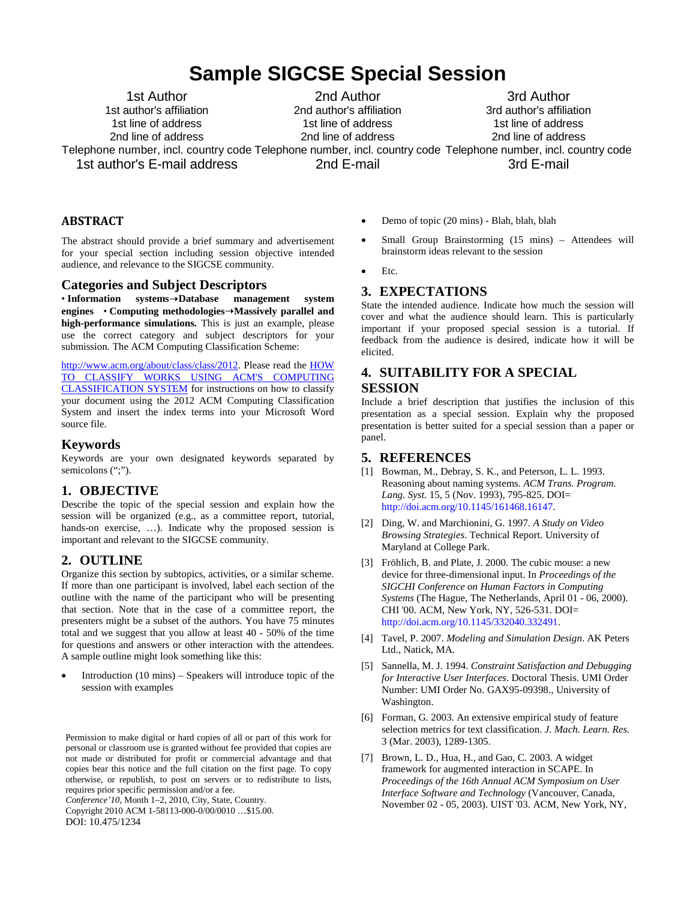# Sample SIGCSE Special Session

1st Author
1st author's affiliation
1st line of address
2nd line of address
Telephone number, incl. country code
1st author's E-mail address

2nd Author
2nd author's affiliation
1st line of address
2nd line of address
Telephone number, incl. country code
2nd E-mail

3rd Author
3rd author's affiliation
1st line of address
2nd line of address
Telephone number, incl. country code
3rd E-mail

## ABSTRACT

The abstract should provide a brief summary and advertisement for your special section including session objective intended audience, and relevance to the SIGCSE community.

## Categories and Subject Descriptors

• **Information systems→Database management system engines** • **Computing methodologies→Massively parallel and high-performance simulations.** This is just an example, please use the correct category and subject descriptors for your submission. The ACM Computing Classification Scheme:

http://www.acm.org/about/class/class/2012. Please read the HOW TO CLASSIFY WORKS USING ACM'S COMPUTING CLASSIFICATION SYSTEM for instructions on how to classify your document using the 2012 ACM Computing Classification System and insert the index terms into your Microsoft Word source file.

## Keywords

Keywords are your own designated keywords separated by semicolons (";").

## 1. OBJECTIVE

Describe the topic of the special session and explain how the session will be organized (e.g., as a committee report, tutorial, hands-on exercise, …). Indicate why the proposed session is important and relevant to the SIGCSE community.

## 2. OUTLINE

Organize this section by subtopics, activities, or a similar scheme. If more than one participant is involved, label each section of the outline with the name of the participant who will be presenting that section. Note that in the case of a committee report, the presenters might be a subset of the authors. You have 75 minutes total and we suggest that you allow at least 40 - 50% of the time for questions and answers or other interaction with the attendees. A sample outline might look something like this:

- Introduction (10 mins) – Speakers will introduce topic of the session with examples
- Demo of topic (20 mins) - Blah, blah, blah
- Small Group Brainstorming (15 mins) – Attendees will brainstorm ideas relevant to the session
- Etc.

## 3. EXPECTATIONS

State the intended audience. Indicate how much the session will cover and what the audience should learn. This is particularly important if your proposed special session is a tutorial. If feedback from the audience is desired, indicate how it will be elicited.

## 4. SUITABILITY FOR A SPECIAL SESSION

Include a brief description that justifies the inclusion of this presentation as a special session. Explain why the proposed presentation is better suited for a special session than a paper or panel.

## 5. REFERENCES

[1] Bowman, M., Debray, S. K., and Peterson, L. L. 1993. Reasoning about naming systems. *ACM Trans. Program. Lang. Syst.* 15, 5 (Nov. 1993), 795-825. DOI= http://doi.acm.org/10.1145/161468.16147.

[2] Ding, W. and Marchionini, G. 1997. *A Study on Video Browsing Strategies*. Technical Report. University of Maryland at College Park.

[3] Fröhlich, B. and Plate, J. 2000. The cubic mouse: a new device for three-dimensional input. In *Proceedings of the SIGCHI Conference on Human Factors in Computing Systems* (The Hague, The Netherlands, April 01 - 06, 2000). CHI '00. ACM, New York, NY, 526-531. DOI= http://doi.acm.org/10.1145/332040.332491.

[4] Tavel, P. 2007. *Modeling and Simulation Design*. AK Peters Ltd., Natick, MA.

[5] Sannella, M. J. 1994. *Constraint Satisfaction and Debugging for Interactive User Interfaces*. Doctoral Thesis. UMI Order Number: UMI Order No. GAX95-09398., University of Washington.

[6] Forman, G. 2003. An extensive empirical study of feature selection metrics for text classification. *J. Mach. Learn. Res.* 3 (Mar. 2003), 1289-1305.

[7] Brown, L. D., Hua, H., and Gao, C. 2003. A widget framework for augmented interaction in SCAPE. In *Proceedings of the 16th Annual ACM Symposium on User Interface Software and Technology* (Vancouver, Canada, November 02 - 05, 2003). UIST '03. ACM, New York, NY,

Permission to make digital or hard copies of all or part of this work for personal or classroom use is granted without fee provided that copies are not made or distributed for profit or commercial advantage and that copies bear this notice and the full citation on the first page. To copy otherwise, or republish, to post on servers or to redistribute to lists, requires prior specific permission and/or a fee.
*Conference'10*, Month 1–2, 2010, City, State, Country.
Copyright 2010 ACM 1-58113-000-0/00/0010 …$15.00.
DOI: 10.475/1234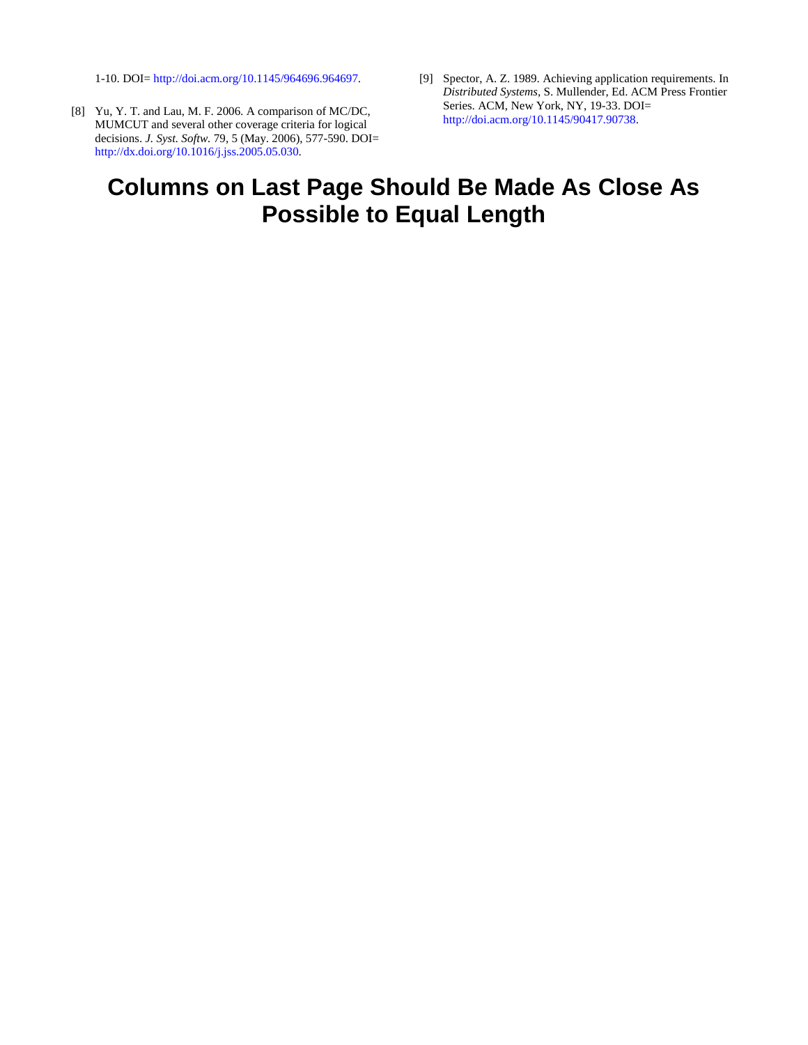1-10. DOI= http://doi.acm.org/10.1145/964696.964697.

[8] Yu, Y. T. and Lau, M. F. 2006. A comparison of MC/DC, MUMCUT and several other coverage criteria for logical decisions. *J. Syst. Softw.* 79, 5 (May. 2006), 577-590. DOI= http://dx.doi.org/10.1016/j.jss.2005.05.030.

[9] Spector, A. Z. 1989. Achieving application requirements. In *Distributed Systems*, S. Mullender, Ed. ACM Press Frontier Series. ACM, New York, NY, 19-33. DOI= http://doi.acm.org/10.1145/90417.90738.

# Columns on Last Page Should Be Made As Close As Possible to Equal Length